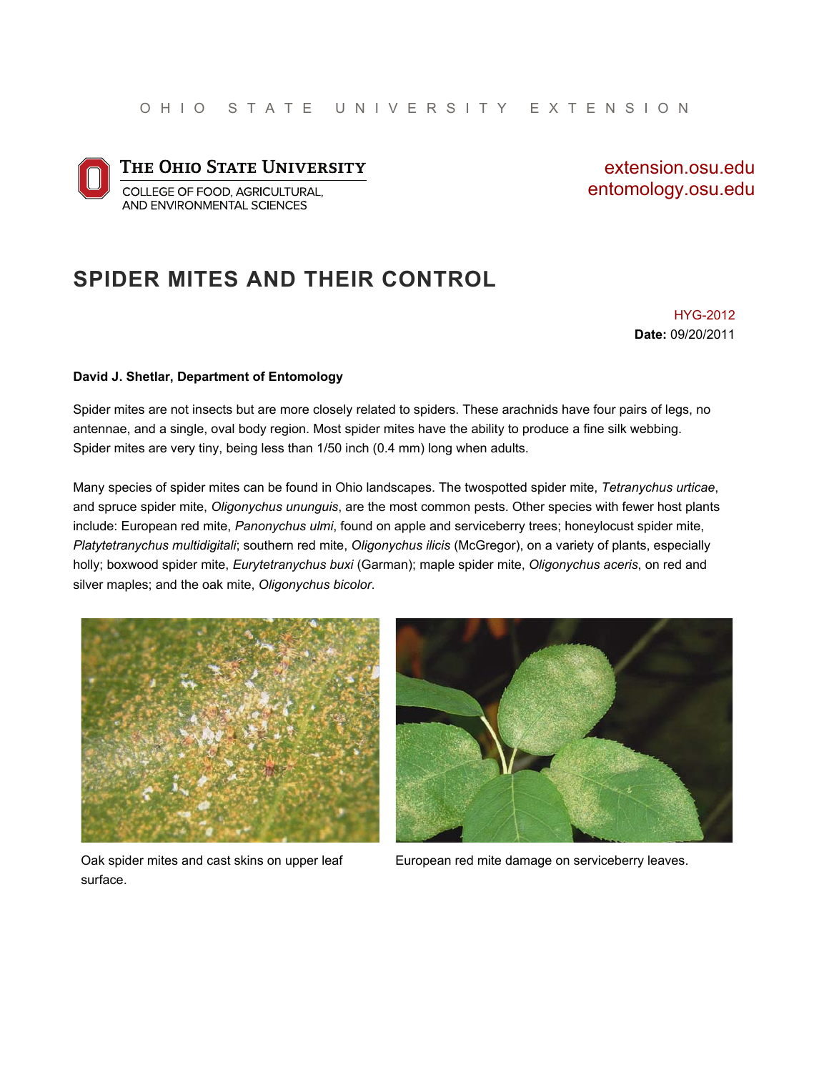OHIO STATE UNIVERSITY EXTENSION

THE OHIO STATE UNIVERSITY
COLLEGE OF FOOD, AGRICULTURAL, AND ENVIRONMENTAL SCIENCES

extension.osu.edu
entomology.osu.edu

# SPIDER MITES AND THEIR CONTROL

HYG-2012
**Date:** 09/20/2011

**David J. Shetlar, Department of Entomology**

Spider mites are not insects but are more closely related to spiders. These arachnids have four pairs of legs, no antennae, and a single, oval body region. Most spider mites have the ability to produce a fine silk webbing. Spider mites are very tiny, being less than 1/50 inch (0.4 mm) long when adults.

Many species of spider mites can be found in Ohio landscapes. The twospotted spider mite, *Tetranychus urticae*, and spruce spider mite, *Oligonychus ununguis*, are the most common pests. Other species with fewer host plants include: European red mite, *Panonychus ulmi*, found on apple and serviceberry trees; honeylocust spider mite, *Platytetranychus multidigitali*; southern red mite, *Oligonychus ilicis* (McGregor), on a variety of plants, especially holly; boxwood spider mite, *Eurytetranychus buxi* (Garman); maple spider mite, *Oligonychus aceris*, on red and silver maples; and the oak mite, *Oligonychus bicolor*.

Oak spider mites and cast skins on upper leaf surface.

European red mite damage on serviceberry leaves.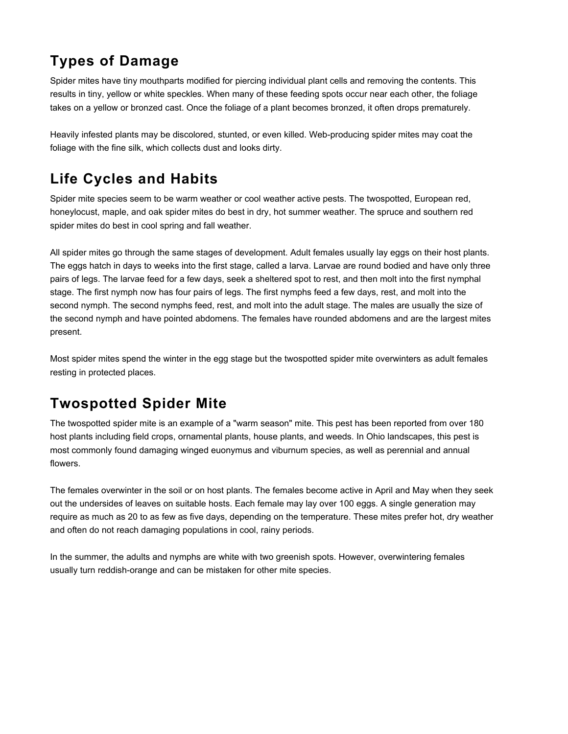## Types of Damage

Spider mites have tiny mouthparts modified for piercing individual plant cells and removing the contents. This results in tiny, yellow or white speckles. When many of these feeding spots occur near each other, the foliage takes on a yellow or bronzed cast. Once the foliage of a plant becomes bronzed, it often drops prematurely.

Heavily infested plants may be discolored, stunted, or even killed. Web-producing spider mites may coat the foliage with the fine silk, which collects dust and looks dirty.

## Life Cycles and Habits

Spider mite species seem to be warm weather or cool weather active pests. The twospotted, European red, honeylocust, maple, and oak spider mites do best in dry, hot summer weather. The spruce and southern red spider mites do best in cool spring and fall weather.

All spider mites go through the same stages of development. Adult females usually lay eggs on their host plants. The eggs hatch in days to weeks into the first stage, called a larva. Larvae are round bodied and have only three pairs of legs. The larvae feed for a few days, seek a sheltered spot to rest, and then molt into the first nymphal stage. The first nymph now has four pairs of legs. The first nymphs feed a few days, rest, and molt into the second nymph. The second nymphs feed, rest, and molt into the adult stage. The males are usually the size of the second nymph and have pointed abdomens. The females have rounded abdomens and are the largest mites present.

Most spider mites spend the winter in the egg stage but the twospotted spider mite overwinters as adult females resting in protected places.

## Twospotted Spider Mite

The twospotted spider mite is an example of a "warm season" mite. This pest has been reported from over 180 host plants including field crops, ornamental plants, house plants, and weeds. In Ohio landscapes, this pest is most commonly found damaging winged euonymus and viburnum species, as well as perennial and annual flowers.

The females overwinter in the soil or on host plants. The females become active in April and May when they seek out the undersides of leaves on suitable hosts. Each female may lay over 100 eggs. A single generation may require as much as 20 to as few as five days, depending on the temperature. These mites prefer hot, dry weather and often do not reach damaging populations in cool, rainy periods.

In the summer, the adults and nymphs are white with two greenish spots. However, overwintering females usually turn reddish-orange and can be mistaken for other mite species.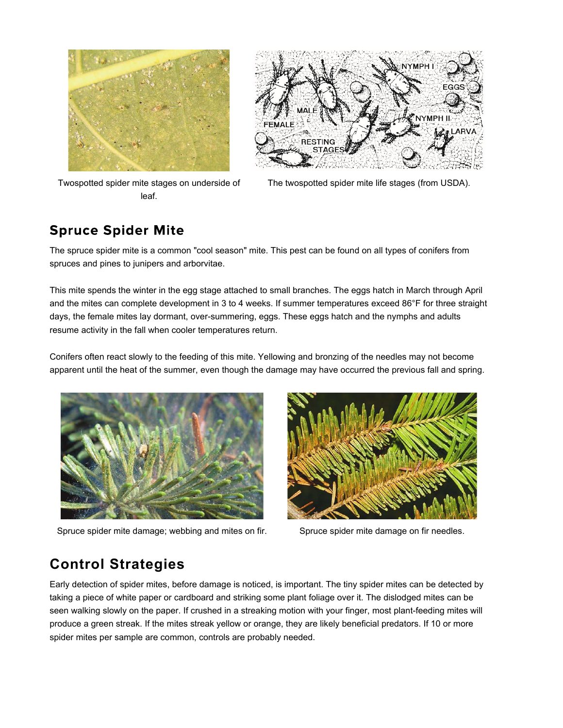Twospotted spider mite stages on underside of leaf.

The twospotted spider mite life stages (from USDA).

## Spruce Spider Mite

The spruce spider mite is a common "cool season" mite. This pest can be found on all types of conifers from spruces and pines to junipers and arborvitae.

This mite spends the winter in the egg stage attached to small branches. The eggs hatch in March through April and the mites can complete development in 3 to 4 weeks. If summer temperatures exceed 86°F for three straight days, the female mites lay dormant, over-summering, eggs. These eggs hatch and the nymphs and adults resume activity in the fall when cooler temperatures return.

Conifers often react slowly to the feeding of this mite. Yellowing and bronzing of the needles may not become apparent until the heat of the summer, even though the damage may have occurred the previous fall and spring.

Spruce spider mite damage; webbing and mites on fir.

Spruce spider mite damage on fir needles.

## Control Strategies

Early detection of spider mites, before damage is noticed, is important. The tiny spider mites can be detected by taking a piece of white paper or cardboard and striking some plant foliage over it. The dislodged mites can be seen walking slowly on the paper. If crushed in a streaking motion with your finger, most plant-feeding mites will produce a green streak. If the mites streak yellow or orange, they are likely beneficial predators. If 10 or more spider mites per sample are common, controls are probably needed.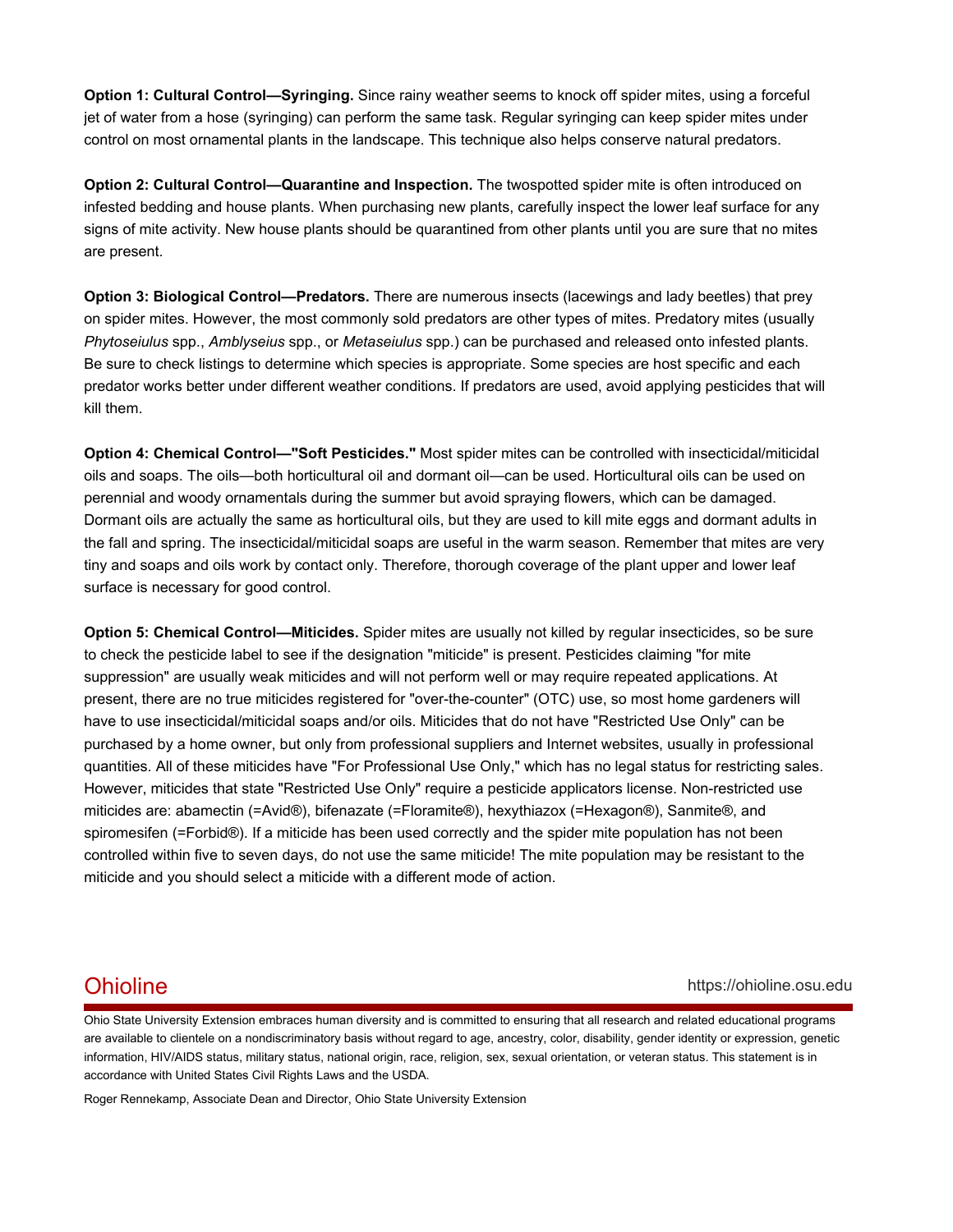**Option 1: Cultural Control—Syringing.** Since rainy weather seems to knock off spider mites, using a forceful jet of water from a hose (syringing) can perform the same task. Regular syringing can keep spider mites under control on most ornamental plants in the landscape. This technique also helps conserve natural predators.

**Option 2: Cultural Control—Quarantine and Inspection.** The twospotted spider mite is often introduced on infested bedding and house plants. When purchasing new plants, carefully inspect the lower leaf surface for any signs of mite activity. New house plants should be quarantined from other plants until you are sure that no mites are present.

**Option 3: Biological Control—Predators.** There are numerous insects (lacewings and lady beetles) that prey on spider mites. However, the most commonly sold predators are other types of mites. Predatory mites (usually *Phytoseiulus* spp., *Amblyseius* spp., or *Metaseiulus* spp.) can be purchased and released onto infested plants. Be sure to check listings to determine which species is appropriate. Some species are host specific and each predator works better under different weather conditions. If predators are used, avoid applying pesticides that will kill them.

**Option 4: Chemical Control—"Soft Pesticides."** Most spider mites can be controlled with insecticidal/miticidal oils and soaps. The oils—both horticultural oil and dormant oil—can be used. Horticultural oils can be used on perennial and woody ornamentals during the summer but avoid spraying flowers, which can be damaged. Dormant oils are actually the same as horticultural oils, but they are used to kill mite eggs and dormant adults in the fall and spring. The insecticidal/miticidal soaps are useful in the warm season. Remember that mites are very tiny and soaps and oils work by contact only. Therefore, thorough coverage of the plant upper and lower leaf surface is necessary for good control.

**Option 5: Chemical Control—Miticides.** Spider mites are usually not killed by regular insecticides, so be sure to check the pesticide label to see if the designation "miticide" is present. Pesticides claiming "for mite suppression" are usually weak miticides and will not perform well or may require repeated applications. At present, there are no true miticides registered for "over-the-counter" (OTC) use, so most home gardeners will have to use insecticidal/miticidal soaps and/or oils. Miticides that do not have "Restricted Use Only" can be purchased by a home owner, but only from professional suppliers and Internet websites, usually in professional quantities. All of these miticides have "For Professional Use Only," which has no legal status for restricting sales. However, miticides that state "Restricted Use Only" require a pesticide applicators license. Non-restricted use miticides are: abamectin (=Avid®), bifenazate (=Floramite®), hexythiazox (=Hexagon®), Sanmite®, and spiromesifen (=Forbid®). If a miticide has been used correctly and the spider mite population has not been controlled within five to seven days, do not use the same miticide! The mite population may be resistant to the miticide and you should select a miticide with a different mode of action.

Ohioline https://ohioline.osu.edu

Ohio State University Extension embraces human diversity and is committed to ensuring that all research and related educational programs are available to clientele on a nondiscriminatory basis without regard to age, ancestry, color, disability, gender identity or expression, genetic information, HIV/AIDS status, military status, national origin, race, religion, sex, sexual orientation, or veteran status. This statement is in accordance with United States Civil Rights Laws and the USDA.

Roger Rennekamp, Associate Dean and Director, Ohio State University Extension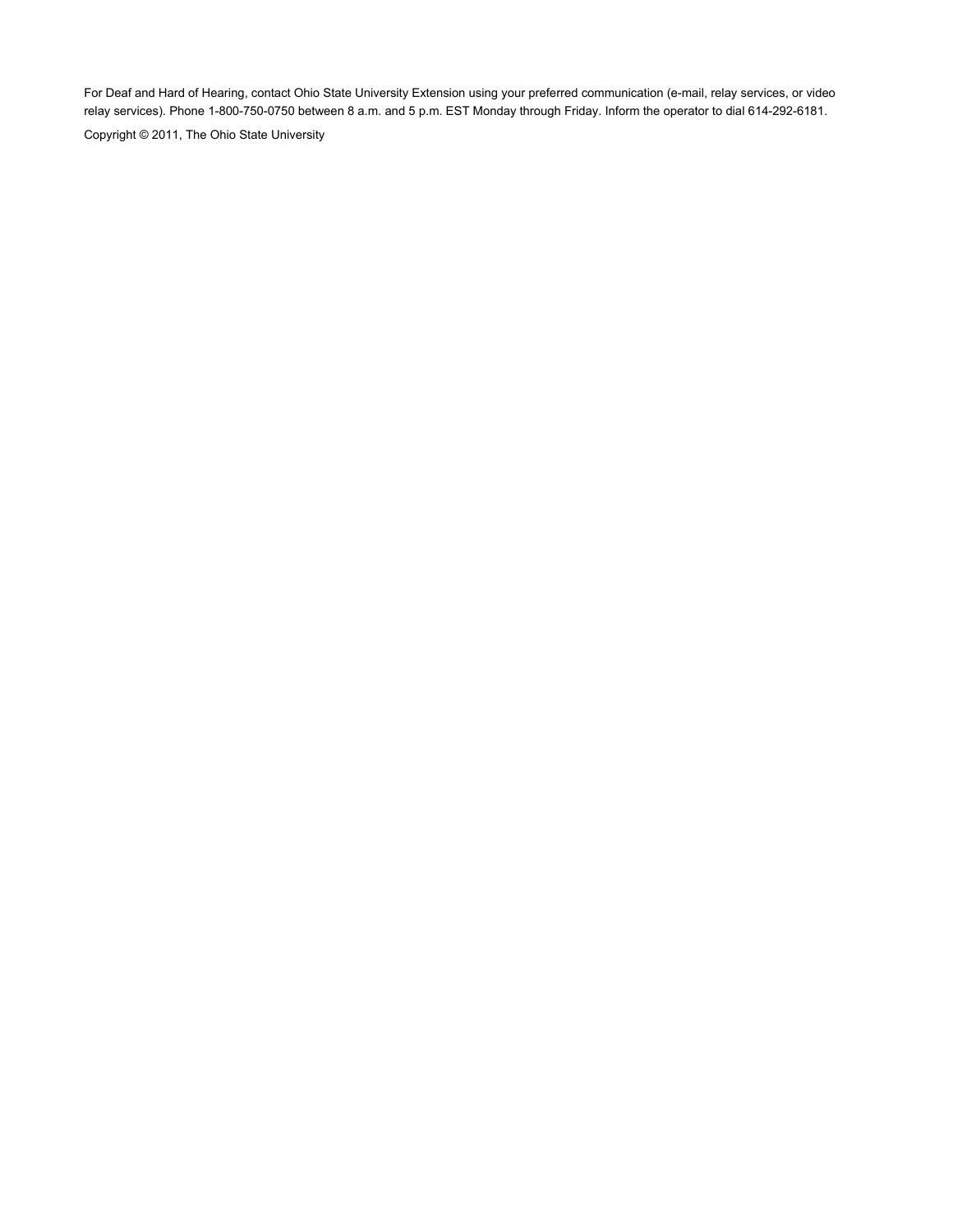For Deaf and Hard of Hearing, contact Ohio State University Extension using your preferred communication (e-mail, relay services, or video relay services). Phone 1-800-750-0750 between 8 a.m. and 5 p.m. EST Monday through Friday. Inform the operator to dial 614-292-6181.

Copyright © 2011, The Ohio State University